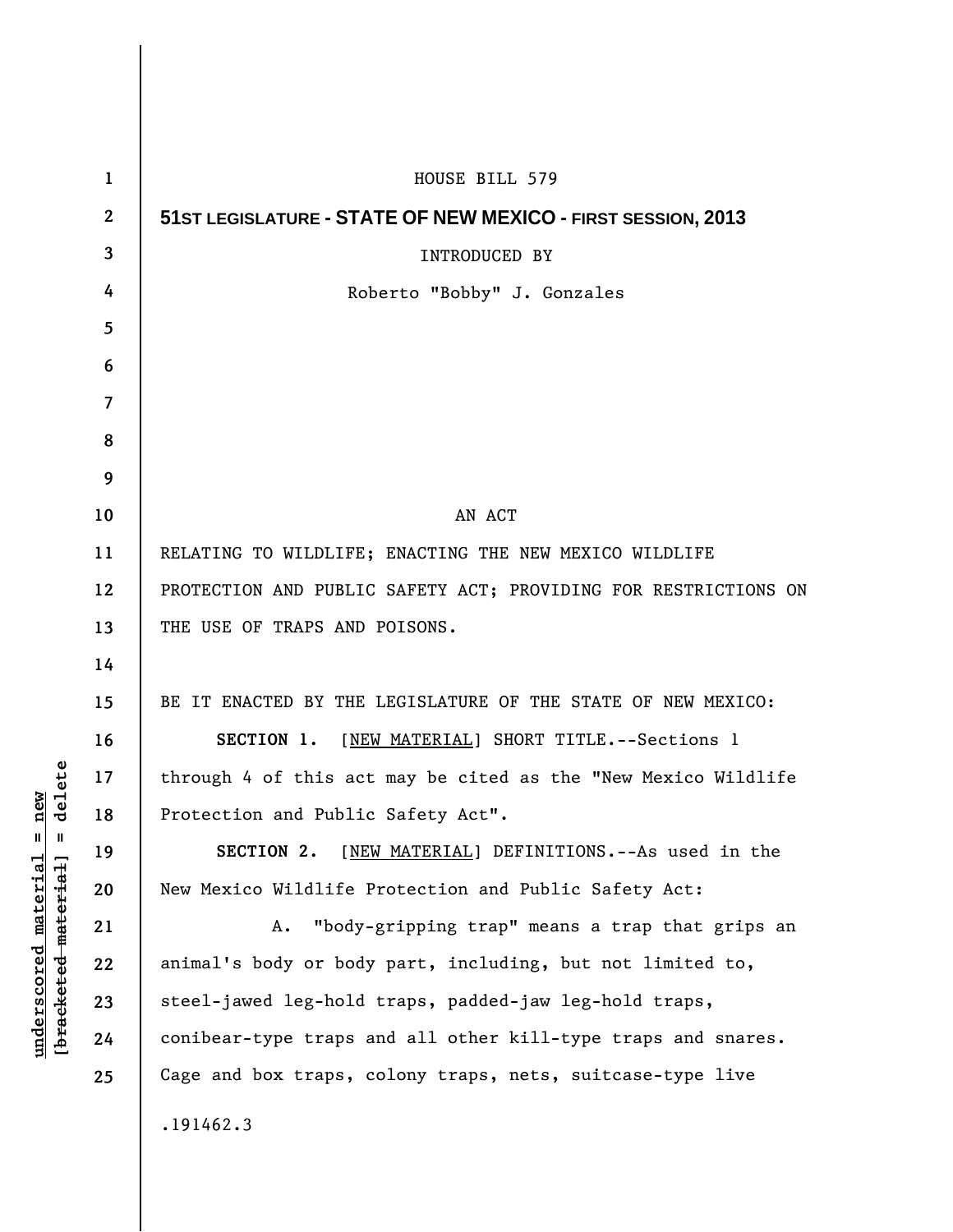HOUSE BILL 579

**51ST LEGISLATURE - STATE OF NEW MEXICO - FIRST SESSION, 2013**

INTRODUCED BY

Roberto "Bobby" J. Gonzales

AN ACT

RELATING TO WILDLIFE; ENACTING THE NEW MEXICO WILDLIFE PROTECTION AND PUBLIC SAFETY ACT; PROVIDING FOR RESTRICTIONS ON THE USE OF TRAPS AND POISONS.

BE IT ENACTED BY THE LEGISLATURE OF THE STATE OF NEW MEXICO:

**SECTION 1.** [NEW MATERIAL] SHORT TITLE.--Sections 1 through 4 of this act may be cited as the "New Mexico Wildlife Protection and Public Safety Act".

**SECTION 2.** [NEW MATERIAL] DEFINITIONS.--As used in the New Mexico Wildlife Protection and Public Safety Act:

A. "body-gripping trap" means a trap that grips an animal's body or body part, including, but not limited to, steel-jawed leg-hold traps, padded-jaw leg-hold traps, conibear-type traps and all other kill-type traps and snares. Cage and box traps, colony traps, nets, suitcase-type live

.191462.3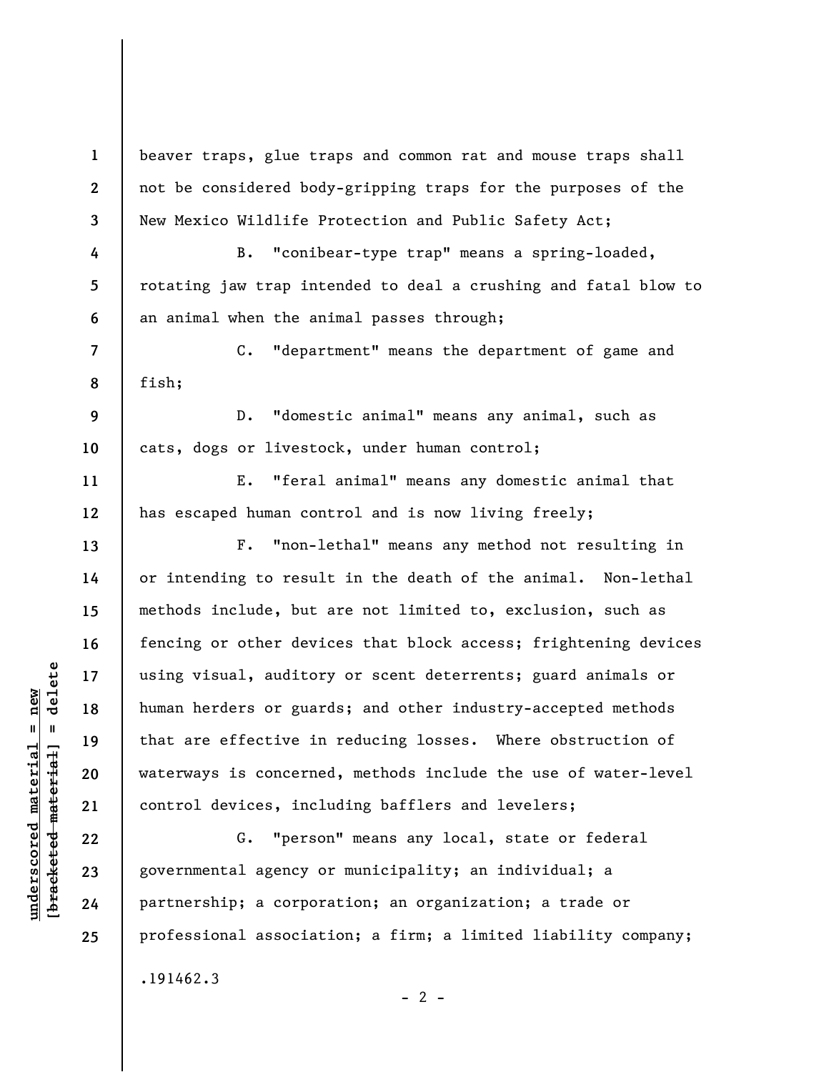beaver traps, glue traps and common rat and mouse traps shall not be considered body-gripping traps for the purposes of the New Mexico Wildlife Protection and Public Safety Act;

B. "conibear-type trap" means a spring-loaded, rotating jaw trap intended to deal a crushing and fatal blow to an animal when the animal passes through;

C. "department" means the department of game and fish;

D. "domestic animal" means any animal, such as cats, dogs or livestock, under human control;

E. "feral animal" means any domestic animal that has escaped human control and is now living freely;

F. "non-lethal" means any method not resulting in or intending to result in the death of the animal. Non-lethal methods include, but are not limited to, exclusion, such as fencing or other devices that block access; frightening devices using visual, auditory or scent deterrents; guard animals or human herders or guards; and other industry-accepted methods that are effective in reducing losses. Where obstruction of waterways is concerned, methods include the use of water-level control devices, including bafflers and levelers;

G. "person" means any local, state or federal governmental agency or municipality; an individual; a partnership; a corporation; an organization; a trade or professional association; a firm; a limited liability company;

.191462.3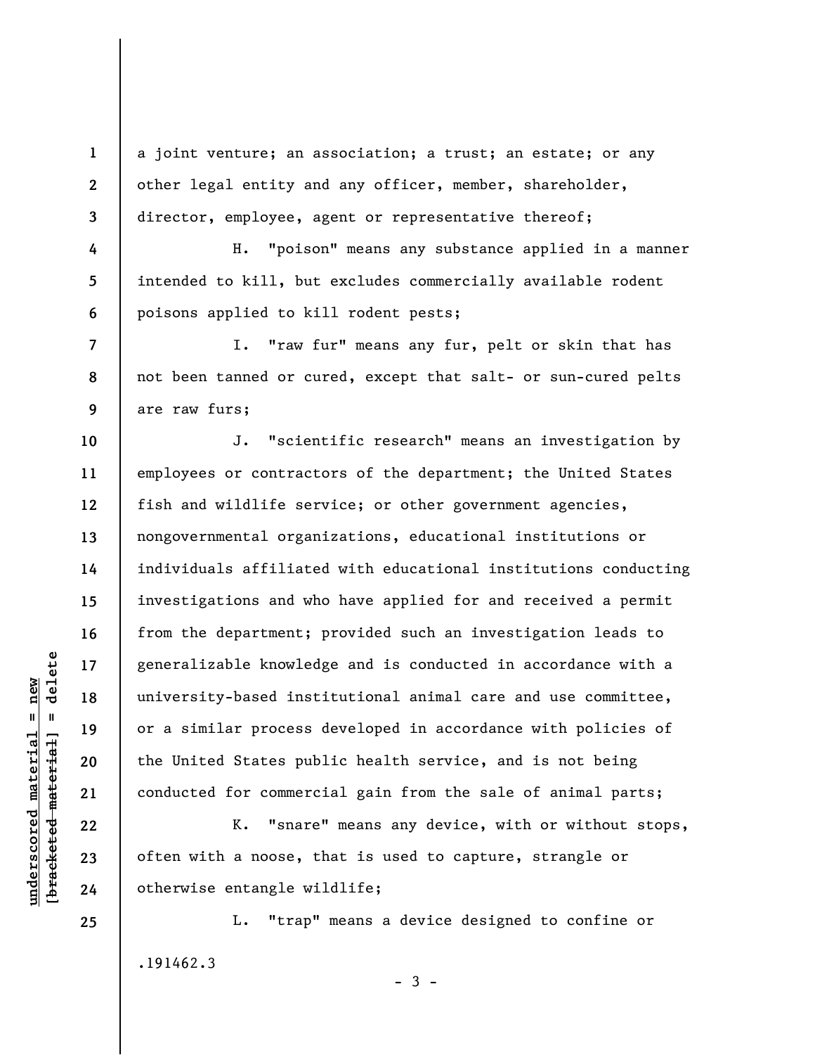a joint venture; an association; a trust; an estate; or any other legal entity and any officer, member, shareholder, director, employee, agent or representative thereof;

H. "poison" means any substance applied in a manner intended to kill, but excludes commercially available rodent poisons applied to kill rodent pests;

I. "raw fur" means any fur, pelt or skin that has not been tanned or cured, except that salt- or sun-cured pelts are raw furs;

J. "scientific research" means an investigation by employees or contractors of the department; the United States fish and wildlife service; or other government agencies, nongovernmental organizations, educational institutions or individuals affiliated with educational institutions conducting investigations and who have applied for and received a permit from the department; provided such an investigation leads to generalizable knowledge and is conducted in accordance with a university-based institutional animal care and use committee, or a similar process developed in accordance with policies of the United States public health service, and is not being conducted for commercial gain from the sale of animal parts;

K. "snare" means any device, with or without stops, often with a noose, that is used to capture, strangle or otherwise entangle wildlife;

L. "trap" means a device designed to confine or

.191462.3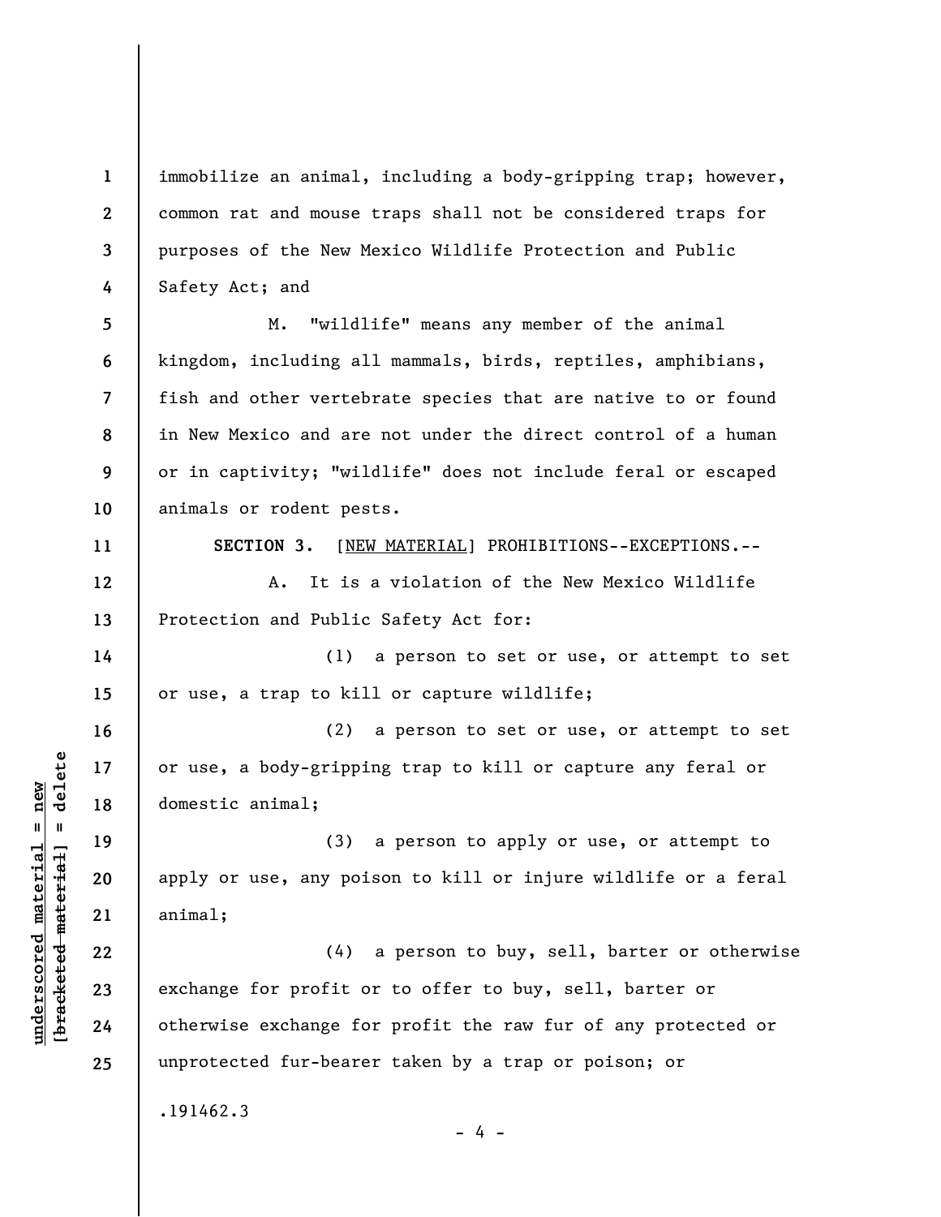immobilize an animal, including a body-gripping trap; however, common rat and mouse traps shall not be considered traps for purposes of the New Mexico Wildlife Protection and Public Safety Act; and

M. "wildlife" means any member of the animal kingdom, including all mammals, birds, reptiles, amphibians, fish and other vertebrate species that are native to or found in New Mexico and are not under the direct control of a human or in captivity; "wildlife" does not include feral or escaped animals or rodent pests.

**SECTION 3.** [NEW MATERIAL] PROHIBITIONS--EXCEPTIONS.--

A. It is a violation of the New Mexico Wildlife Protection and Public Safety Act for:

(1) a person to set or use, or attempt to set or use, a trap to kill or capture wildlife;

(2) a person to set or use, or attempt to set or use, a body-gripping trap to kill or capture any feral or domestic animal;

(3) a person to apply or use, or attempt to apply or use, any poison to kill or injure wildlife or a feral animal;

(4) a person to buy, sell, barter or otherwise exchange for profit or to offer to buy, sell, barter or otherwise exchange for profit the raw fur of any protected or unprotected fur-bearer taken by a trap or poison; or

.191462.3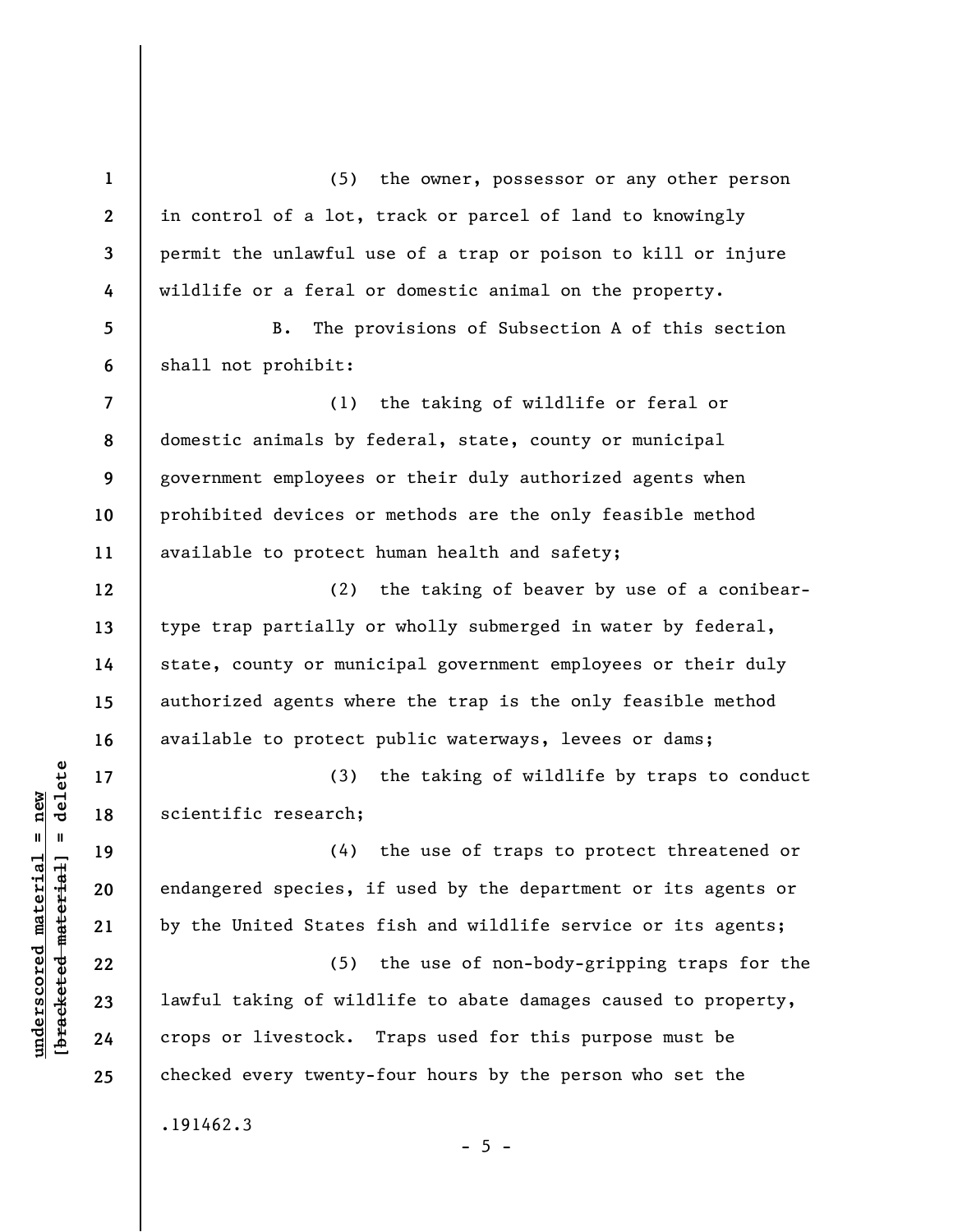(5) the owner, possessor or any other person in control of a lot, track or parcel of land to knowingly permit the unlawful use of a trap or poison to kill or injure wildlife or a feral or domestic animal on the property.

B. The provisions of Subsection A of this section shall not prohibit:

(1) the taking of wildlife or feral or domestic animals by federal, state, county or municipal government employees or their duly authorized agents when prohibited devices or methods are the only feasible method available to protect human health and safety;

(2) the taking of beaver by use of a conibear-type trap partially or wholly submerged in water by federal, state, county or municipal government employees or their duly authorized agents where the trap is the only feasible method available to protect public waterways, levees or dams;

(3) the taking of wildlife by traps to conduct scientific research;

(4) the use of traps to protect threatened or endangered species, if used by the department or its agents or by the United States fish and wildlife service or its agents;

(5) the use of non-body-gripping traps for the lawful taking of wildlife to abate damages caused to property, crops or livestock. Traps used for this purpose must be checked every twenty-four hours by the person who set the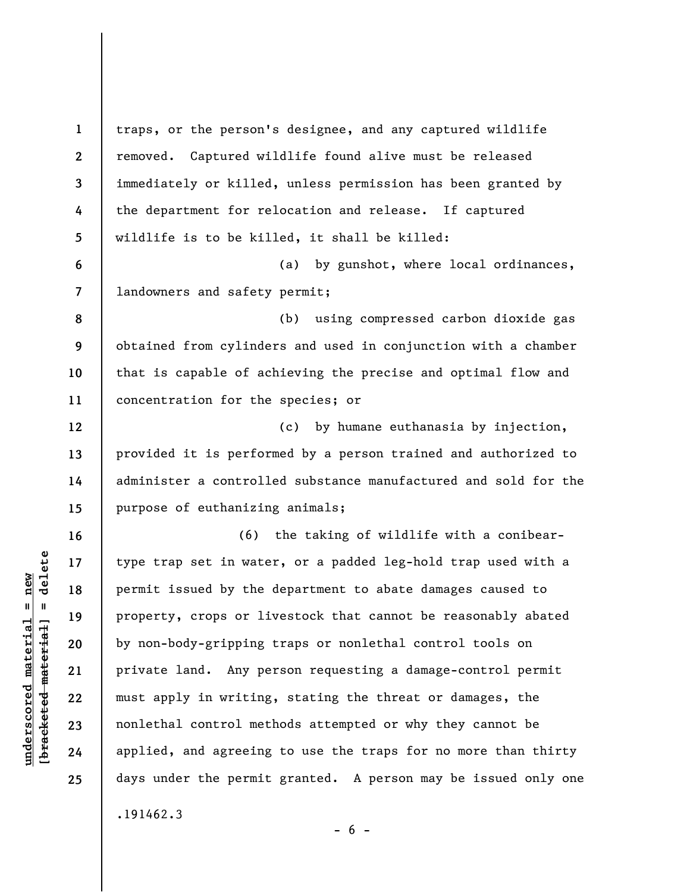traps, or the person's designee, and any captured wildlife removed. Captured wildlife found alive must be released immediately or killed, unless permission has been granted by the department for relocation and release. If captured wildlife is to be killed, it shall be killed:

(a) by gunshot, where local ordinances, landowners and safety permit;

(b) using compressed carbon dioxide gas obtained from cylinders and used in conjunction with a chamber that is capable of achieving the precise and optimal flow and concentration for the species; or

(c) by humane euthanasia by injection, provided it is performed by a person trained and authorized to administer a controlled substance manufactured and sold for the purpose of euthanizing animals;

(6) the taking of wildlife with a conibear-type trap set in water, or a padded leg-hold trap used with a permit issued by the department to abate damages caused to property, crops or livestock that cannot be reasonably abated by non-body-gripping traps or nonlethal control tools on private land. Any person requesting a damage-control permit must apply in writing, stating the threat or damages, the nonlethal control methods attempted or why they cannot be applied, and agreeing to use the traps for no more than thirty days under the permit granted. A person may be issued only one

.191462.3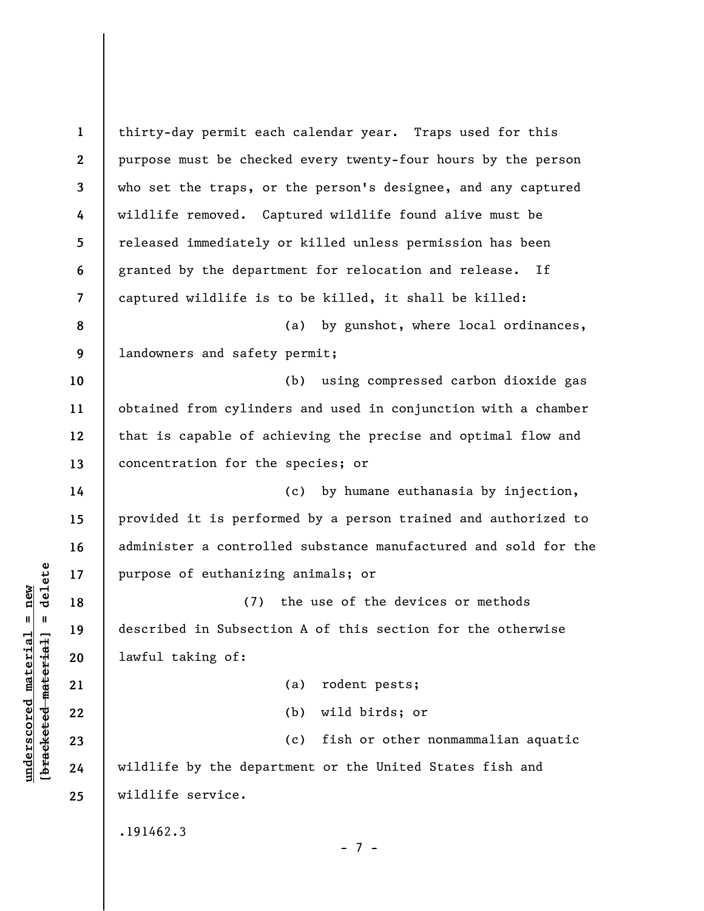thirty-day permit each calendar year. Traps used for this purpose must be checked every twenty-four hours by the person who set the traps, or the person's designee, and any captured wildlife removed. Captured wildlife found alive must be released immediately or killed unless permission has been granted by the department for relocation and release. If captured wildlife is to be killed, it shall be killed:

(a) by gunshot, where local ordinances, landowners and safety permit;

(b) using compressed carbon dioxide gas obtained from cylinders and used in conjunction with a chamber that is capable of achieving the precise and optimal flow and concentration for the species; or

(c) by humane euthanasia by injection, provided it is performed by a person trained and authorized to administer a controlled substance manufactured and sold for the purpose of euthanizing animals; or

(7) the use of the devices or methods described in Subsection A of this section for the otherwise lawful taking of:

(a) rodent pests;

(b) wild birds; or

(c) fish or other nonmammalian aquatic wildlife by the department or the United States fish and wildlife service.

.191462.3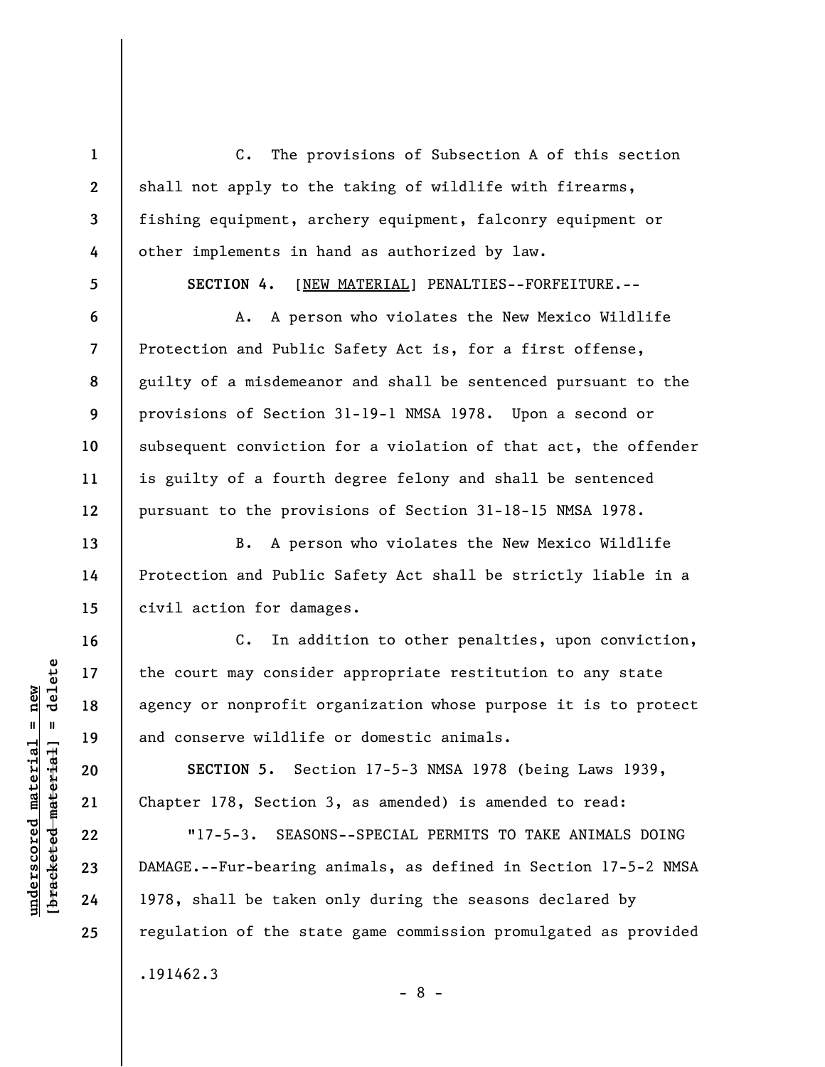C. The provisions of Subsection A of this section shall not apply to the taking of wildlife with firearms, fishing equipment, archery equipment, falconry equipment or other implements in hand as authorized by law.

**SECTION 4.** [NEW MATERIAL] PENALTIES--FORFEITURE.--

A. A person who violates the New Mexico Wildlife Protection and Public Safety Act is, for a first offense, guilty of a misdemeanor and shall be sentenced pursuant to the provisions of Section 31-19-1 NMSA 1978. Upon a second or subsequent conviction for a violation of that act, the offender is guilty of a fourth degree felony and shall be sentenced pursuant to the provisions of Section 31-18-15 NMSA 1978.

B. A person who violates the New Mexico Wildlife Protection and Public Safety Act shall be strictly liable in a civil action for damages.

C. In addition to other penalties, upon conviction, the court may consider appropriate restitution to any state agency or nonprofit organization whose purpose it is to protect and conserve wildlife or domestic animals.

**SECTION 5.** Section 17-5-3 NMSA 1978 (being Laws 1939, Chapter 178, Section 3, as amended) is amended to read:

"17-5-3. SEASONS--SPECIAL PERMITS TO TAKE ANIMALS DOING DAMAGE.--Fur-bearing animals, as defined in Section 17-5-2 NMSA 1978, shall be taken only during the seasons declared by regulation of the state game commission promulgated as provided

.191462.3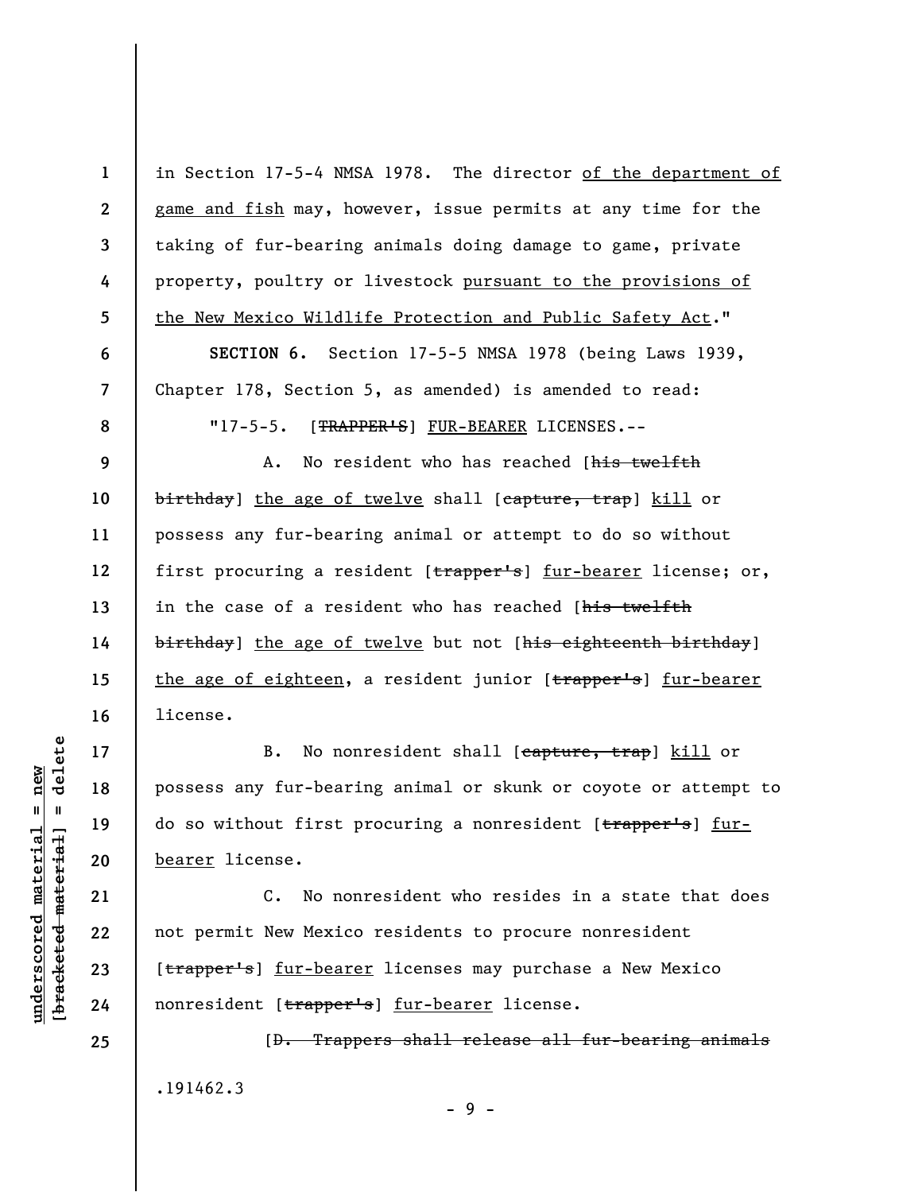in Section 17-5-4 NMSA 1978. The director <u>of the department of game and fish</u> may, however, issue permits at any time for the taking of fur-bearing animals doing damage to game, private property, poultry or livestock <u>pursuant to the provisions of the New Mexico Wildlife Protection and Public Safety Act</u>."

**SECTION 6.** Section 17-5-5 NMSA 1978 (being Laws 1939, Chapter 178, Section 5, as amended) is amended to read:

"17-5-5. [~~TRAPPER'S~~] <u>FUR-BEARER</u> LICENSES.--

A. No resident who has reached [~~his twelfth birthday~~] <u>the age of twelve</u> shall [~~capture, trap~~] <u>kill</u> or possess any fur-bearing animal or attempt to do so without first procuring a resident [~~trapper's~~] <u>fur-bearer</u> license; or, in the case of a resident who has reached [~~his twelfth birthday~~] <u>the age of twelve</u> but not [~~his eighteenth birthday~~] <u>the age of eighteen</u>, a resident junior [~~trapper's~~] <u>fur-bearer</u> license.

B. No nonresident shall [~~capture, trap~~] <u>kill</u> or possess any fur-bearing animal or skunk or coyote or attempt to do so without first procuring a nonresident [~~trapper's~~] <u>fur-bearer</u> license.

C. No nonresident who resides in a state that does not permit New Mexico residents to procure nonresident [~~trapper's~~] <u>fur-bearer</u> licenses may purchase a New Mexico nonresident [~~trapper's~~] <u>fur-bearer</u> license.

[~~D. Trappers shall release all fur-bearing animals~~

.191462.3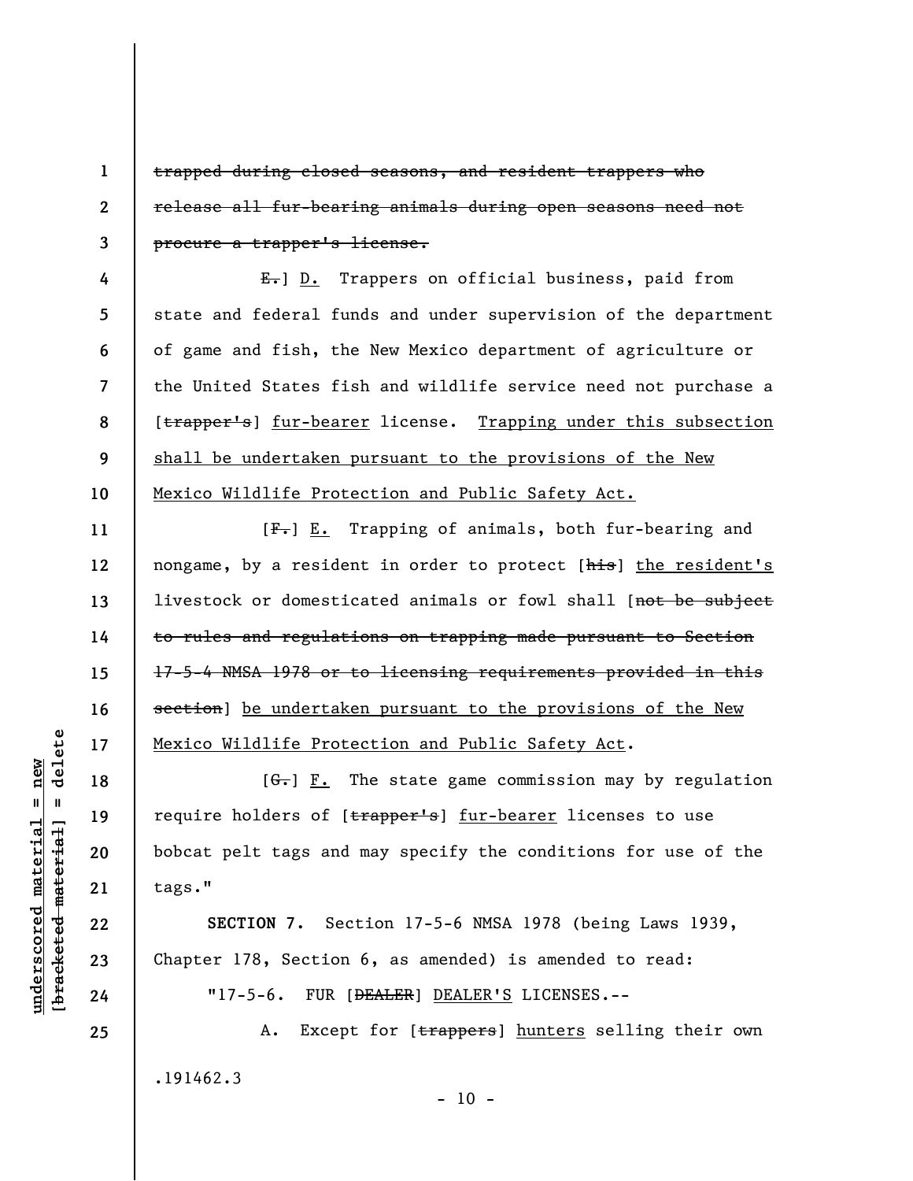~~trapped during closed seasons, and resident trappers who release all fur-bearing animals during open seasons need not procure a trapper's license.~~

~~E.~~] D. Trappers on official business, paid from state and federal funds and under supervision of the department of game and fish, the New Mexico department of agriculture or the United States fish and wildlife service need not purchase a [~~trapper's~~] fur-bearer license. Trapping under this subsection shall be undertaken pursuant to the provisions of the New Mexico Wildlife Protection and Public Safety Act.

[~~F.~~] E. Trapping of animals, both fur-bearing and nongame, by a resident in order to protect [~~his~~] the resident's livestock or domesticated animals or fowl shall [~~not be subject to rules and regulations on trapping made pursuant to Section 17-5-4 NMSA 1978 or to licensing requirements provided in this section~~] be undertaken pursuant to the provisions of the New Mexico Wildlife Protection and Public Safety Act.

[~~G.~~] F. The state game commission may by regulation require holders of [~~trapper's~~] fur-bearer licenses to use bobcat pelt tags and may specify the conditions for use of the tags."

**SECTION 7.** Section 17-5-6 NMSA 1978 (being Laws 1939, Chapter 178, Section 6, as amended) is amended to read:

"17-5-6. FUR [~~DEALER~~] DEALER'S LICENSES.--

A. Except for [~~trappers~~] hunters selling their own

.191462.3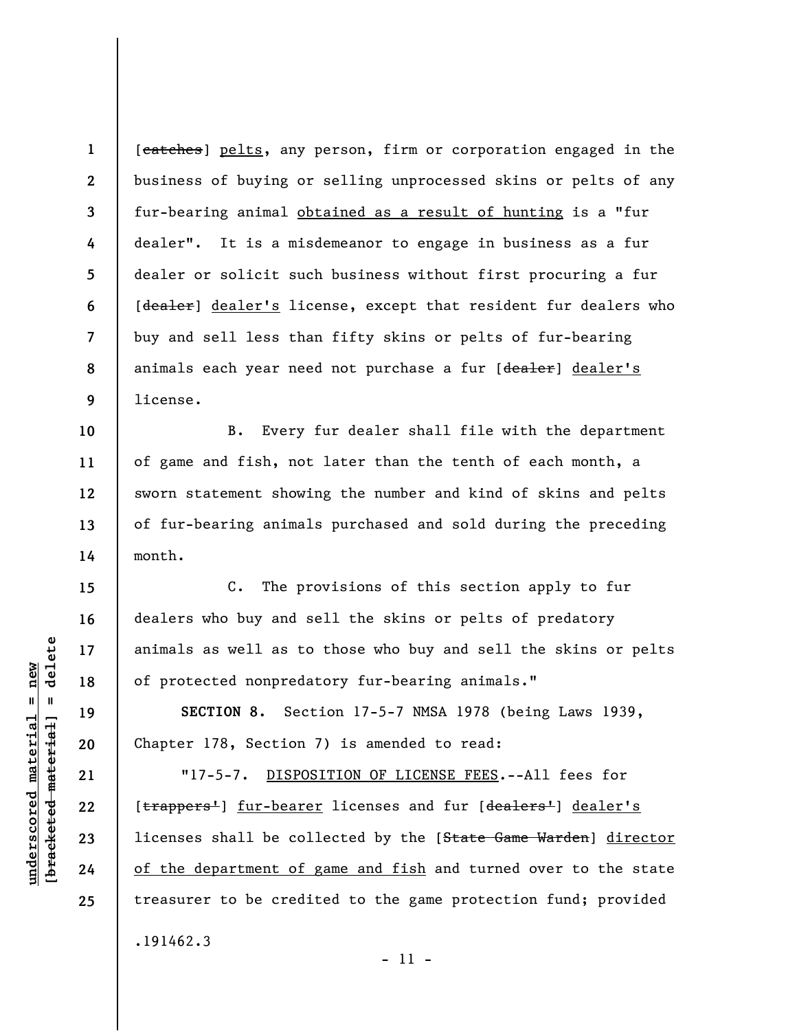[~~catches~~] pelts, any person, firm or corporation engaged in the business of buying or selling unprocessed skins or pelts of any fur-bearing animal obtained as a result of hunting is a "fur dealer". It is a misdemeanor to engage in business as a fur dealer or solicit such business without first procuring a fur [~~dealer~~] dealer's license, except that resident fur dealers who buy and sell less than fifty skins or pelts of fur-bearing animals each year need not purchase a fur [~~dealer~~] dealer's license.

B. Every fur dealer shall file with the department of game and fish, not later than the tenth of each month, a sworn statement showing the number and kind of skins and pelts of fur-bearing animals purchased and sold during the preceding month.

C. The provisions of this section apply to fur dealers who buy and sell the skins or pelts of predatory animals as well as to those who buy and sell the skins or pelts of protected nonpredatory fur-bearing animals."

**SECTION 8.** Section 17-5-7 NMSA 1978 (being Laws 1939, Chapter 178, Section 7) is amended to read:

"17-5-7. DISPOSITION OF LICENSE FEES.--All fees for [~~trappers'~~] fur-bearer licenses and fur [~~dealers'~~] dealer's licenses shall be collected by the [~~State Game Warden~~] director of the department of game and fish and turned over to the state treasurer to be credited to the game protection fund; provided

.191462.3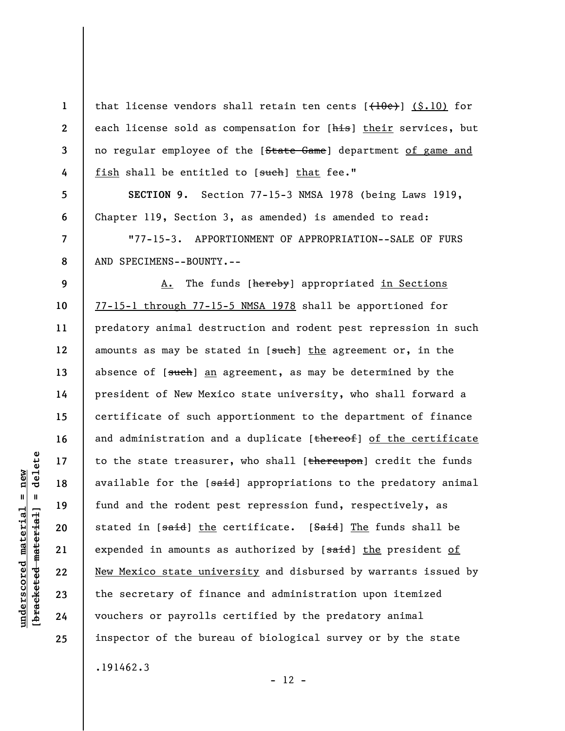that license vendors shall retain ten cents [~~(10¢)~~] <u>($.10)</u> for each license sold as compensation for [~~his~~] <u>their</u> services, but no regular employee of the [~~State Game~~] department <u>of game and fish</u> shall be entitled to [~~such~~] <u>that</u> fee."

**SECTION 9.** Section 77-15-3 NMSA 1978 (being Laws 1919, Chapter 119, Section 3, as amended) is amended to read:

"77-15-3. APPORTIONMENT OF APPROPRIATION--SALE OF FURS AND SPECIMENS--BOUNTY.--

<u>A.</u> The funds [~~hereby~~] appropriated <u>in Sections 77-15-1 through 77-15-5 NMSA 1978</u> shall be apportioned for predatory animal destruction and rodent pest repression in such amounts as may be stated in [~~such~~] <u>the</u> agreement or, in the absence of [~~such~~] <u>an</u> agreement, as may be determined by the president of New Mexico state university, who shall forward a certificate of such apportionment to the department of finance and administration and a duplicate [~~thereof~~] <u>of the certificate</u> to the state treasurer, who shall [~~thereupon~~] credit the funds available for the [~~said~~] appropriations to the predatory animal fund and the rodent pest repression fund, respectively, as stated in [~~said~~] <u>the</u> certificate. [~~Said~~] <u>The</u> funds shall be expended in amounts as authorized by [~~said~~] <u>the</u> president <u>of New Mexico state university</u> and disbursed by warrants issued by the secretary of finance and administration upon itemized vouchers or payrolls certified by the predatory animal inspector of the bureau of biological survey or by the state

.191462.3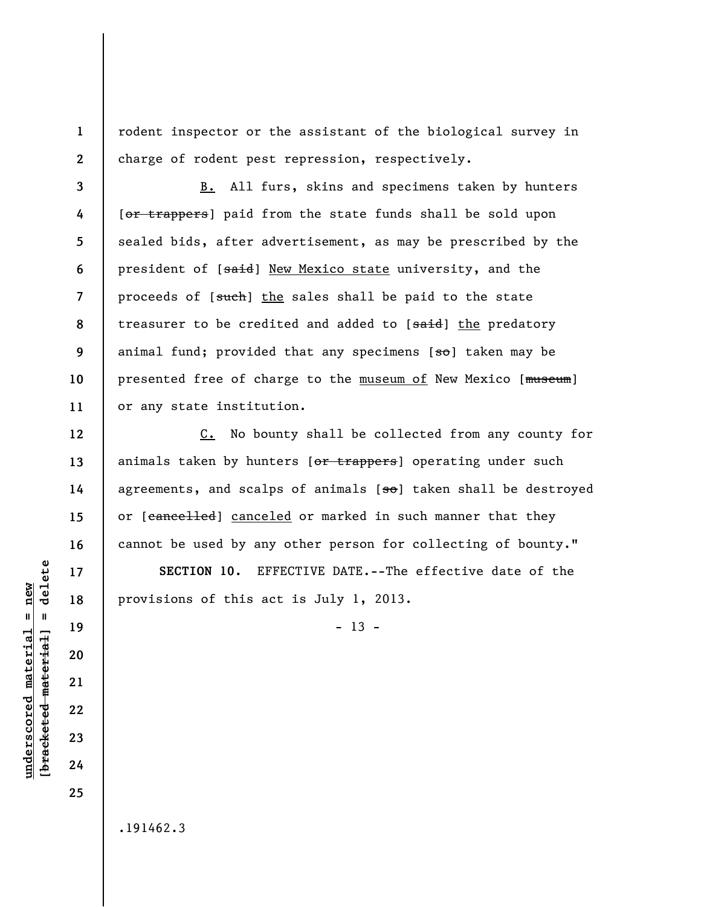rodent inspector or the assistant of the biological survey in charge of rodent pest repression, respectively.

B. All furs, skins and specimens taken by hunters [or trappers] paid from the state funds shall be sold upon sealed bids, after advertisement, as may be prescribed by the president of [said] New Mexico state university, and the proceeds of [such] the sales shall be paid to the state treasurer to be credited and added to [said] the predatory animal fund; provided that any specimens [so] taken may be presented free of charge to the museum of New Mexico [museum] or any state institution.

C. No bounty shall be collected from any county for animals taken by hunters [or trappers] operating under such agreements, and scalps of animals [so] taken shall be destroyed or [cancelled] canceled or marked in such manner that they cannot be used by any other person for collecting of bounty."

**SECTION 10.** EFFECTIVE DATE.--The effective date of the provisions of this act is July 1, 2013.

.191462.3